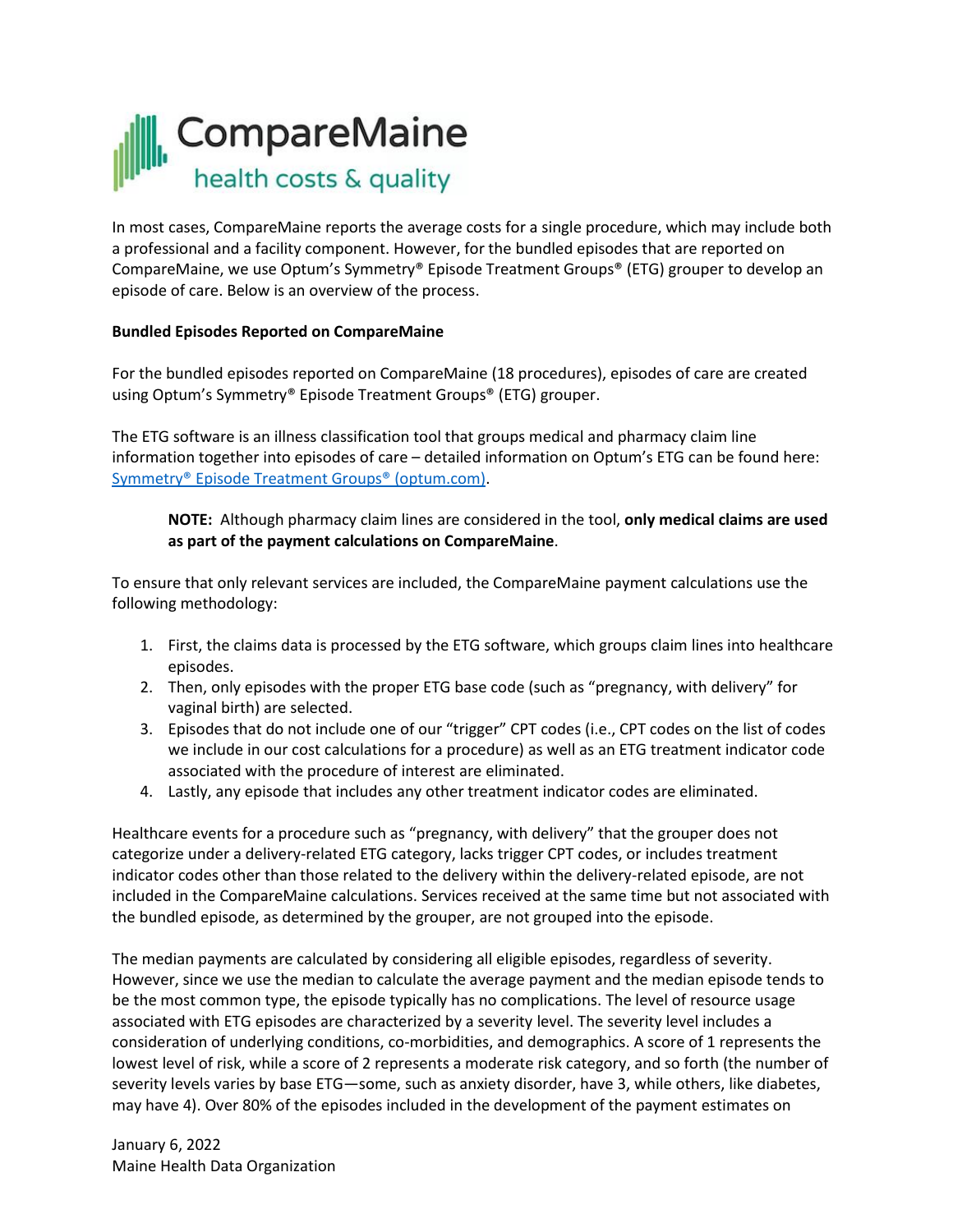# CompareMaine

health costs & quality

In most cases, CompareMaine reports the average costs for a single procedure, which may include both a professional and a facility component. However, for the bundled episodes that are reported on CompareMaine, we use Optum's Symmetry® Episode Treatment Groups® (ETG) grouper to develop an episode of care. Below is an overview of the process.

**Bundled Episodes Reported on CompareMaine**

For the bundled episodes reported on CompareMaine (18 procedures), episodes of care are created using Optum's Symmetry® Episode Treatment Groups® (ETG) grouper.

The ETG software is an illness classification tool that groups medical and pharmacy claim line information together into episodes of care – detailed information on Optum's ETG can be found here: [Symmetry® Episode Treatment Groups® (optum.com)](optum.com).

> **NOTE:** Although pharmacy claim lines are considered in the tool, **only medical claims are used as part of the payment calculations on CompareMaine**.

To ensure that only relevant services are included, the CompareMaine payment calculations use the following methodology:

1. First, the claims data is processed by the ETG software, which groups claim lines into healthcare episodes.
2. Then, only episodes with the proper ETG base code (such as "pregnancy, with delivery" for vaginal birth) are selected.
3. Episodes that do not include one of our "trigger" CPT codes (i.e., CPT codes on the list of codes we include in our cost calculations for a procedure) as well as an ETG treatment indicator code associated with the procedure of interest are eliminated.
4. Lastly, any episode that includes any other treatment indicator codes are eliminated.

Healthcare events for a procedure such as "pregnancy, with delivery" that the grouper does not categorize under a delivery-related ETG category, lacks trigger CPT codes, or includes treatment indicator codes other than those related to the delivery within the delivery-related episode, are not included in the CompareMaine calculations. Services received at the same time but not associated with the bundled episode, as determined by the grouper, are not grouped into the episode.

The median payments are calculated by considering all eligible episodes, regardless of severity. However, since we use the median to calculate the average payment and the median episode tends to be the most common type, the episode typically has no complications. The level of resource usage associated with ETG episodes are characterized by a severity level. The severity level includes a consideration of underlying conditions, co-morbidities, and demographics. A score of 1 represents the lowest level of risk, while a score of 2 represents a moderate risk category, and so forth (the number of severity levels varies by base ETG—some, such as anxiety disorder, have 3, while others, like diabetes, may have 4). Over 80% of the episodes included in the development of the payment estimates on

January 6, 2022
Maine Health Data Organization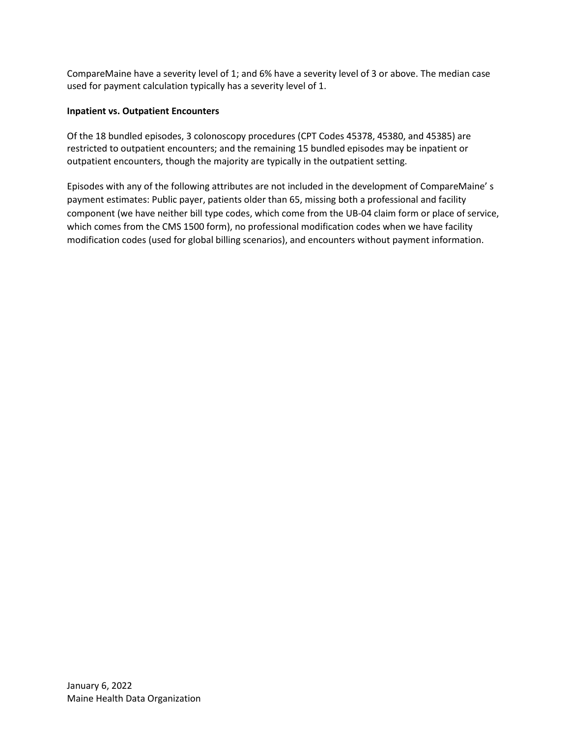CompareMaine have a severity level of 1; and 6% have a severity level of 3 or above. The median case used for payment calculation typically has a severity level of 1.

**Inpatient vs. Outpatient Encounters**

Of the 18 bundled episodes, 3 colonoscopy procedures (CPT Codes 45378, 45380, and 45385) are restricted to outpatient encounters; and the remaining 15 bundled episodes may be inpatient or outpatient encounters, though the majority are typically in the outpatient setting.

Episodes with any of the following attributes are not included in the development of CompareMaine' s payment estimates: Public payer, patients older than 65, missing both a professional and facility component (we have neither bill type codes, which come from the UB-04 claim form or place of service, which comes from the CMS 1500 form), no professional modification codes when we have facility modification codes (used for global billing scenarios), and encounters without payment information.

January 6, 2022
Maine Health Data Organization